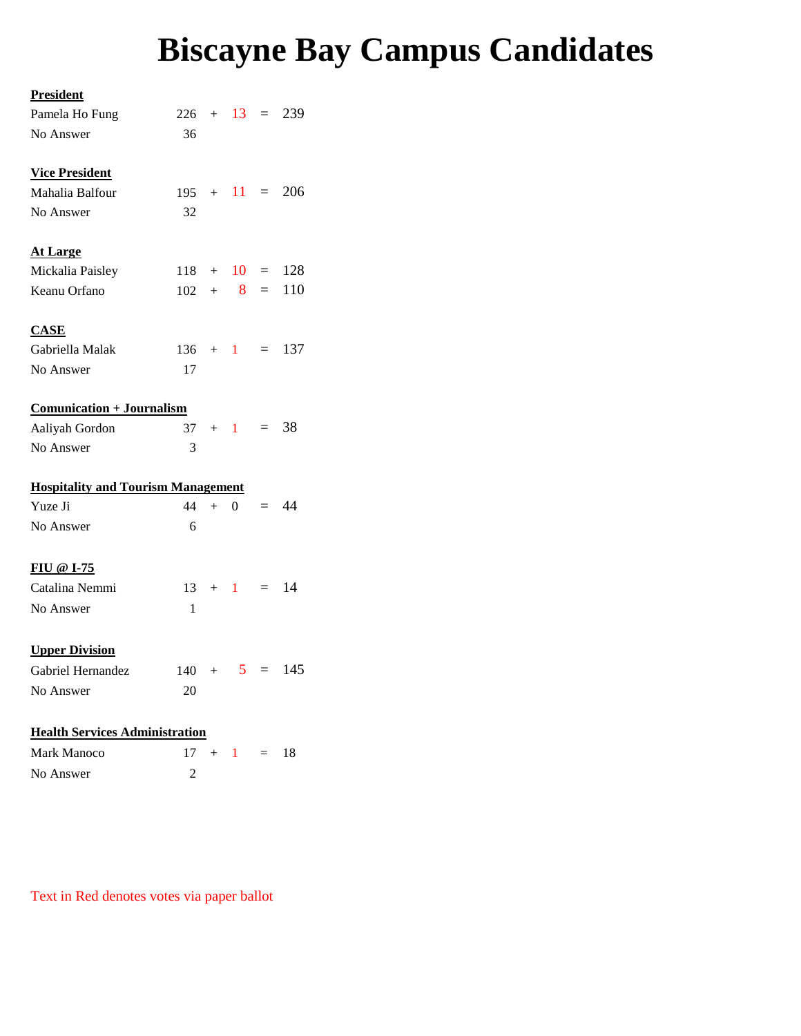# Biscayne Bay Campus Candidates

**President**

| | | | | | |
|---|---|---|---|---|---|
| Pamela Ho Fung | 226 | + | 13 | = | 239 |
| No Answer | 36 | | | | |

**Vice President**

| | | | | | |
|---|---|---|---|---|---|
| Mahalia Balfour | 195 | + | 11 | = | 206 |
| No Answer | 32 | | | | |

**At Large**

| | | | | | |
|---|---|---|---|---|---|
| Mickalia Paisley | 118 | + | 10 | = | 128 |
| Keanu Orfano | 102 | + | 8 | = | 110 |

**CASE**

| | | | | | |
|---|---|---|---|---|---|
| Gabriella Malak | 136 | + | 1 | = | 137 |
| No Answer | 17 | | | | |

**Comunication + Journalism**

| | | | | | |
|---|---|---|---|---|---|
| Aaliyah Gordon | 37 | + | 1 | = | 38 |
| No Answer | 3 | | | | |

**Hospitality and Tourism Management**

| | | | | | |
|---|---|---|---|---|---|
| Yuze Ji | 44 | + | 0 | = | 44 |
| No Answer | 6 | | | | |

**FIU @ I-75**

| | | | | | |
|---|---|---|---|---|---|
| Catalina Nemmi | 13 | + | 1 | = | 14 |
| No Answer | 1 | | | | |

**Upper Division**

| | | | | | |
|---|---|---|---|---|---|
| Gabriel Hernandez | 140 | + | 5 | = | 145 |
| No Answer | 20 | | | | |

**Health Services Administration**

| | | | | | |
|---|---|---|---|---|---|
| Mark Manoco | 17 | + | 1 | = | 18 |
| No Answer | 2 | | | | |

Text in Red denotes votes via paper ballot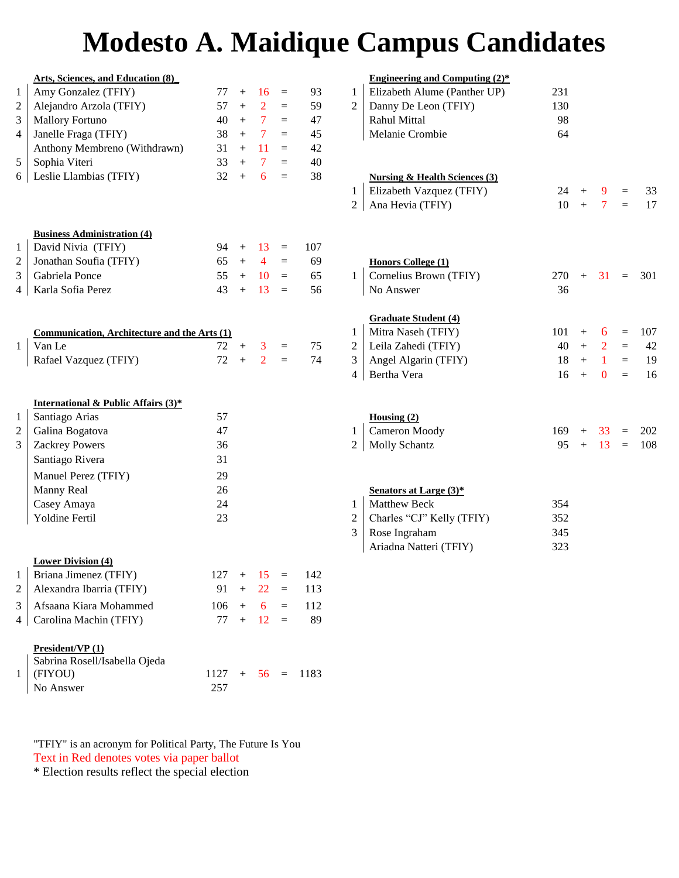# Modesto A. Maidique Campus Candidates

**Arts, Sciences, and Education (8)**

| | | | | | | |
|---|---|---|---|---|---|---|
| 1 | Amy Gonzalez (TFIY) | 77 | + | 16 | = | 93 |
| 2 | Alejandro Arzola (TFIY) | 57 | + | 2 | = | 59 |
| 3 | Mallory Fortuno | 40 | + | 7 | = | 47 |
| 4 | Janelle Fraga (TFIY) | 38 | + | 7 | = | 45 |
| | Anthony Membreno (Withdrawn) | 31 | + | 11 | = | 42 |
| 5 | Sophia Viteri | 33 | + | 7 | = | 40 |
| 6 | Leslie Llambias (TFIY) | 32 | + | 6 | = | 38 |

**Business Administration (4)**

| | | | | | | |
|---|---|---|---|---|---|---|
| 1 | David Nivia (TFIY) | 94 | + | 13 | = | 107 |
| 2 | Jonathan Soufia (TFIY) | 65 | + | 4 | = | 69 |
| 3 | Gabriela Ponce | 55 | + | 10 | = | 65 |
| 4 | Karla Sofia Perez | 43 | + | 13 | = | 56 |

**Communication, Architecture and the Arts (1)**

| | | | | | | |
|---|---|---|---|---|---|---|
| 1 | Van Le | 72 | + | 3 | = | 75 |
| | Rafael Vazquez (TFIY) | 72 | + | 2 | = | 74 |

**International & Public Affairs (3)***

| | | |
|---|---|---|
| 1 | Santiago Arias | 57 |
| 2 | Galina Bogatova | 47 |
| 3 | Zackrey Powers | 36 |
| | Santiago Rivera | 31 |
| | Manuel Perez (TFIY) | 29 |
| | Manny Real | 26 |
| | Casey Amaya | 24 |
| | Yoldine Fertil | 23 |

**Lower Division (4)**

| | | | | | | |
|---|---|---|---|---|---|---|
| 1 | Briana Jimenez (TFIY) | 127 | + | 15 | = | 142 |
| 2 | Alexandra Ibarria (TFIY) | 91 | + | 22 | = | 113 |
| 3 | Afsaana Kiara Mohammed | 106 | + | 6 | = | 112 |
| 4 | Carolina Machin (TFIY) | 77 | + | 12 | = | 89 |

**President/VP (1)**

| | | | | | | |
|---|---|---|---|---|---|---|
| 1 | Sabrina Rosell/Isabella Ojeda (FIYOU) | 1127 | + | 56 | = | 1183 |
| | No Answer | 257 | | | | |

**Engineering and Computing (2)***

| | | |
|---|---|---|
| 1 | Elizabeth Alume (Panther UP) | 231 |
| 2 | Danny De Leon (TFIY) | 130 |
| | Rahul Mittal | 98 |
| | Melanie Crombie | 64 |

**Nursing & Health Sciences (3)**

| | | | | | | |
|---|---|---|---|---|---|---|
| 1 | Elizabeth Vazquez (TFIY) | 24 | + | 9 | = | 33 |
| 2 | Ana Hevia (TFIY) | 10 | + | 7 | = | 17 |

**Honors College (1)**

| | | | | | | |
|---|---|---|---|---|---|---|
| 1 | Cornelius Brown (TFIY) | 270 | + | 31 | = | 301 |
| | No Answer | 36 | | | | |

**Graduate Student (4)**

| | | | | | | |
|---|---|---|---|---|---|---|
| 1 | Mitra Naseh (TFIY) | 101 | + | 6 | = | 107 |
| 2 | Leila Zahedi (TFIY) | 40 | + | 2 | = | 42 |
| 3 | Angel Algarin (TFIY) | 18 | + | 1 | = | 19 |
| 4 | Bertha Vera | 16 | + | 0 | = | 16 |

**Housing (2)**

| | | | | | | |
|---|---|---|---|---|---|---|
| 1 | Cameron Moody | 169 | + | 33 | = | 202 |
| 2 | Molly Schantz | 95 | + | 13 | = | 108 |

**Senators at Large (3)***

| | | |
|---|---|---|
| 1 | Matthew Beck | 354 |
| 2 | Charles "CJ" Kelly (TFIY) | 352 |
| 3 | Rose Ingraham | 345 |
| | Ariadna Natteri (TFIY) | 323 |

"TFIY" is an acronym for Political Party, The Future Is You

Text in Red denotes votes via paper ballot

* Election results reflect the special election